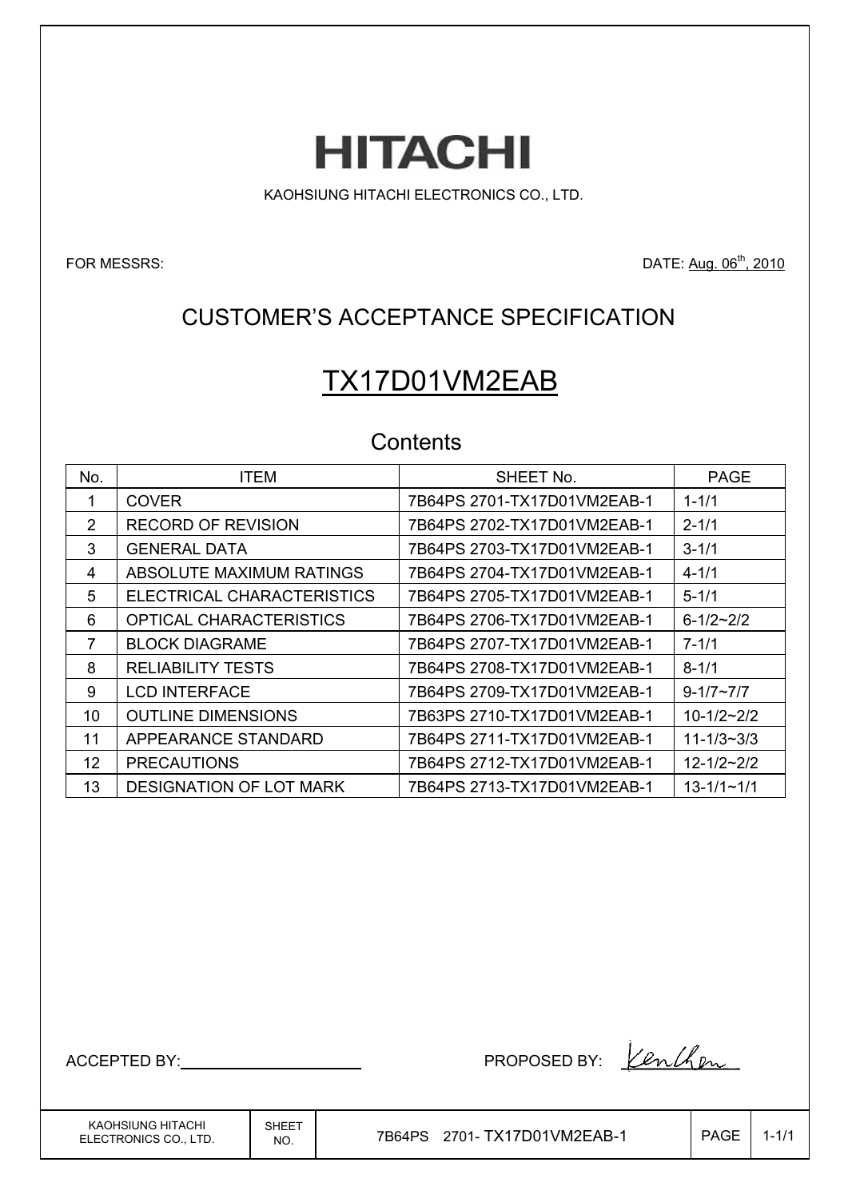# HITACHI

KAOHSIUNG HITACHI ELECTRONICS CO., LTD.

FOR MESSRS:

DATE: Aug. 06th, 2010

## CUSTOMER'S ACCEPTANCE SPECIFICATION

## TX17D01VM2EAB

### Contents

| No. | ITEM | SHEET No. | PAGE |
|---|---|---|---|
| 1 | COVER | 7B64PS 2701-TX17D01VM2EAB-1 | 1-1/1 |
| 2 | RECORD OF REVISION | 7B64PS 2702-TX17D01VM2EAB-1 | 2-1/1 |
| 3 | GENERAL DATA | 7B64PS 2703-TX17D01VM2EAB-1 | 3-1/1 |
| 4 | ABSOLUTE MAXIMUM RATINGS | 7B64PS 2704-TX17D01VM2EAB-1 | 4-1/1 |
| 5 | ELECTRICAL CHARACTERISTICS | 7B64PS 2705-TX17D01VM2EAB-1 | 5-1/1 |
| 6 | OPTICAL CHARACTERISTICS | 7B64PS 2706-TX17D01VM2EAB-1 | 6-1/2~2/2 |
| 7 | BLOCK DIAGRAME | 7B64PS 2707-TX17D01VM2EAB-1 | 7-1/1 |
| 8 | RELIABILITY TESTS | 7B64PS 2708-TX17D01VM2EAB-1 | 8-1/1 |
| 9 | LCD INTERFACE | 7B64PS 2709-TX17D01VM2EAB-1 | 9-1/7~7/7 |
| 10 | OUTLINE DIMENSIONS | 7B63PS 2710-TX17D01VM2EAB-1 | 10-1/2~2/2 |
| 11 | APPEARANCE STANDARD | 7B64PS 2711-TX17D01VM2EAB-1 | 11-1/3~3/3 |
| 12 | PRECAUTIONS | 7B64PS 2712-TX17D01VM2EAB-1 | 12-1/2~2/2 |
| 13 | DESIGNATION OF LOT MARK | 7B64PS 2713-TX17D01VM2EAB-1 | 13-1/1~1/1 |

ACCEPTED BY:

PROPOSED BY: KenChen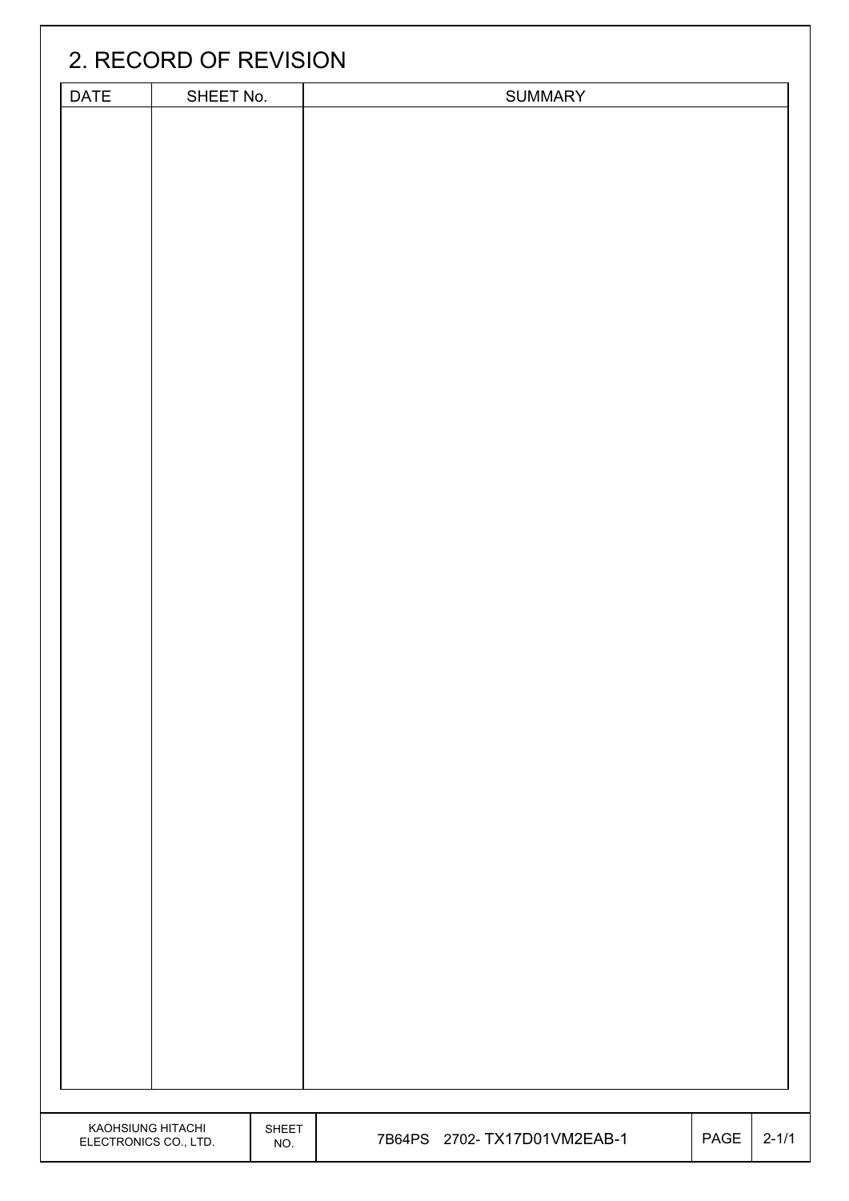## 2. RECORD OF REVISION

| DATE | SHEET No. | SUMMARY |
|---|---|---|
| | | |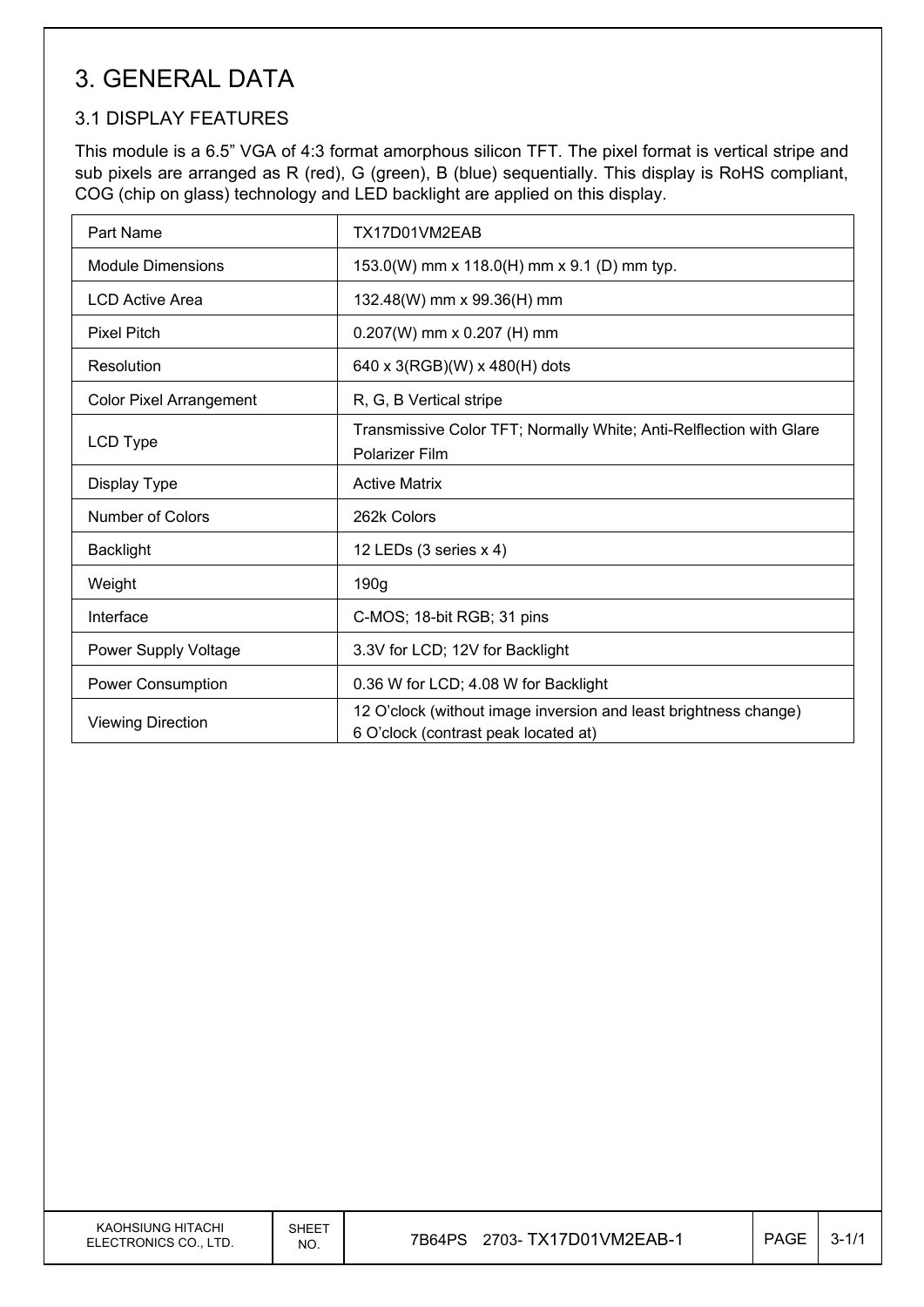# 3. GENERAL DATA

## 3.1 DISPLAY FEATURES

This module is a 6.5" VGA of 4:3 format amorphous silicon TFT. The pixel format is vertical stripe and sub pixels are arranged as R (red), G (green), B (blue) sequentially. This display is RoHS compliant, COG (chip on glass) technology and LED backlight are applied on this display.

| Part Name | TX17D01VM2EAB |
|---|---|
| Module Dimensions | 153.0(W) mm x 118.0(H) mm x 9.1 (D) mm typ. |
| LCD Active Area | 132.48(W) mm x 99.36(H) mm |
| Pixel Pitch | 0.207(W) mm x 0.207 (H) mm |
| Resolution | 640 x 3(RGB)(W) x 480(H) dots |
| Color Pixel Arrangement | R, G, B Vertical stripe |
| LCD Type | Transmissive Color TFT; Normally White; Anti-Relflection with Glare Polarizer Film |
| Display Type | Active Matrix |
| Number of Colors | 262k Colors |
| Backlight | 12 LEDs (3 series x 4) |
| Weight | 190g |
| Interface | C-MOS; 18-bit RGB; 31 pins |
| Power Supply Voltage | 3.3V for LCD; 12V for Backlight |
| Power Consumption | 0.36 W for LCD; 4.08 W for Backlight |
| Viewing Direction | 12 O'clock (without image inversion and least brightness change)<br>6 O'clock (contrast peak located at) |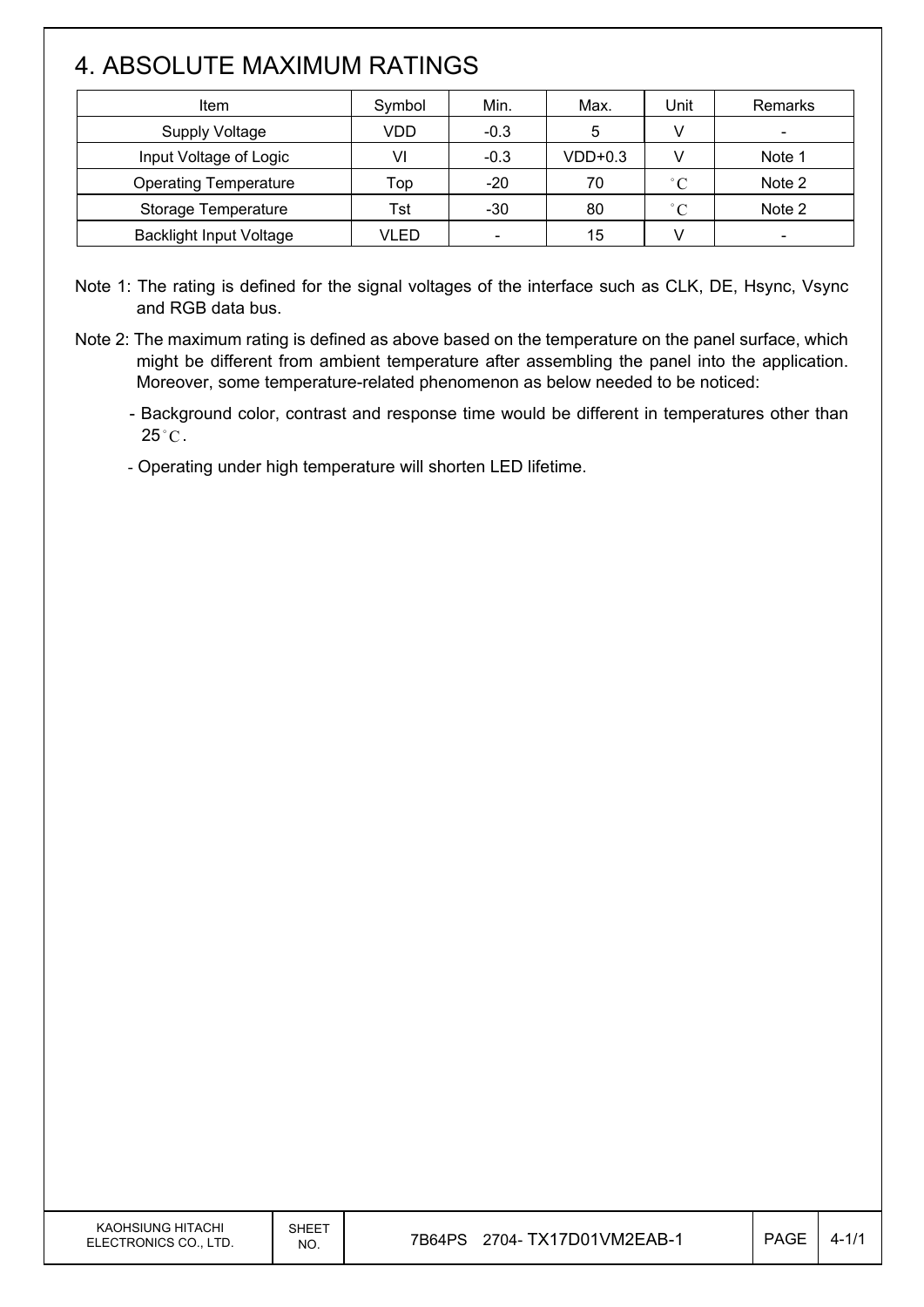# 4. ABSOLUTE MAXIMUM RATINGS

| Item | Symbol | Min. | Max. | Unit | Remarks |
|---|---|---|---|---|---|
| Supply Voltage | VDD | -0.3 | 5 | V | - |
| Input Voltage of Logic | VI | -0.3 | VDD+0.3 | V | Note 1 |
| Operating Temperature | Top | -20 | 70 | °C | Note 2 |
| Storage Temperature | Tst | -30 | 80 | °C | Note 2 |
| Backlight Input Voltage | VLED | - | 15 | V | - |

Note 1: The rating is defined for the signal voltages of the interface such as CLK, DE, Hsync, Vsync and RGB data bus.

Note 2: The maximum rating is defined as above based on the temperature on the panel surface, which might be different from ambient temperature after assembling the panel into the application. Moreover, some temperature-related phenomenon as below needed to be noticed:

- Background color, contrast and response time would be different in temperatures other than 25°C.
- Operating under high temperature will shorten LED lifetime.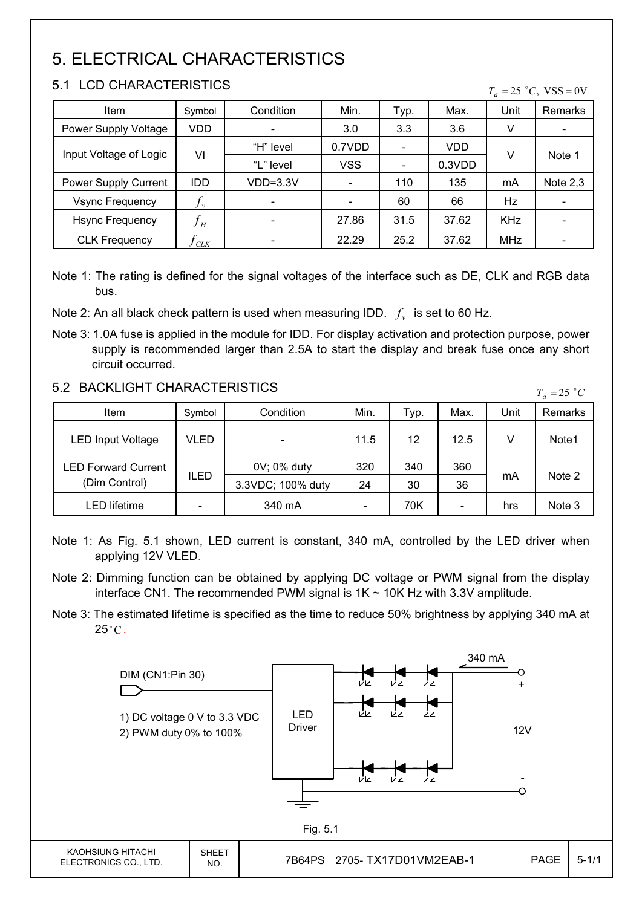# 5. ELECTRICAL CHARACTERISTICS

## 5.1 LCD CHARACTERISTICS

$T_a = 25\ ^{\circ}C,\ \mathrm{VSS} = 0\mathrm{V}$

| Item | Symbol | Condition | Min. | Typ. | Max. | Unit | Remarks |
|---|---|---|---|---|---|---|---|
| Power Supply Voltage | VDD | - | 3.0 | 3.3 | 3.6 | V | - |
| Input Voltage of Logic | VI | "H" level | 0.7VDD | - | VDD | V | Note 1 |
| | | "L" level | VSS | - | 0.3VDD | | |
| Power Supply Current | IDD | VDD=3.3V | - | 110 | 135 | mA | Note 2,3 |
| Vsync Frequency | $f_v$ | - | - | 60 | 66 | Hz | - |
| Hsync Frequency | $f_H$ | - | 27.86 | 31.5 | 37.62 | KHz | - |
| CLK Frequency | $f_{CLK}$ | - | 22.29 | 25.2 | 37.62 | MHz | - |

Note 1: The rating is defined for the signal voltages of the interface such as DE, CLK and RGB data bus.

Note 2: An all black check pattern is used when measuring IDD. $f_v$ is set to 60 Hz.

Note 3: 1.0A fuse is applied in the module for IDD. For display activation and protection purpose, power supply is recommended larger than 2.5A to start the display and break fuse once any short circuit occurred.

## 5.2 BACKLIGHT CHARACTERISTICS

$T_a = 25\ ^{\circ}C$

| Item | Symbol | Condition | Min. | Typ. | Max. | Unit | Remarks |
|---|---|---|---|---|---|---|---|
| LED Input Voltage | VLED | - | 11.5 | 12 | 12.5 | V | Note1 |
| LED Forward Current (Dim Control) | ILED | 0V; 0% duty | 320 | 340 | 360 | mA | Note 2 |
| | | 3.3VDC; 100% duty | 24 | 30 | 36 | | |
| LED lifetime | - | 340 mA | - | 70K | - | hrs | Note 3 |

Note 1: As Fig. 5.1 shown, LED current is constant, 340 mA, controlled by the LED driver when applying 12V VLED.

Note 2: Dimming function can be obtained by applying DC voltage or PWM signal from the display interface CN1. The recommended PWM signal is 1K ~ 10K Hz with 3.3V amplitude.

Note 3: The estimated lifetime is specified as the time to reduce 50% brightness by applying 340 mA at 25°C.

DIM (CN1:Pin 30)

1) DC voltage 0 V to 3.3 VDC
2) PWM duty 0% to 100%

LED Driver

340 mA

+

12V

-

Fig. 5.1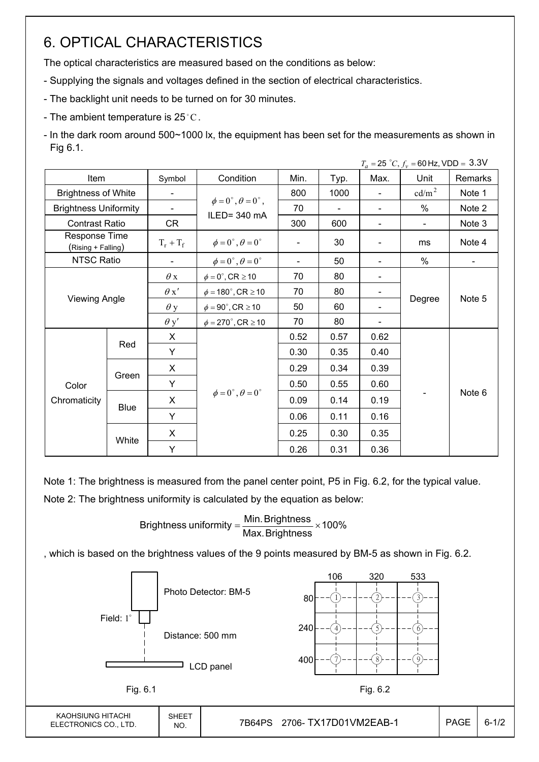# 6. OPTICAL CHARACTERISTICS

The optical characteristics are measured based on the conditions as below:

- Supplying the signals and voltages defined in the section of electrical characteristics.
- The backlight unit needs to be turned on for 30 minutes.
- The ambient temperature is 25°C.
- In the dark room around 500~1000 lx, the equipment has been set for the measurements as shown in Fig 6.1.

$T_a = 25\ ^\circ C$, $f_v = 60$ Hz, VDD = 3.3V

| Item | | Symbol | Condition | Min. | Typ. | Max. | Unit | Remarks |
|---|---|---|---|---|---|---|---|---|
| Brightness of White | | - | $\phi = 0^\circ, \theta = 0^\circ$, ILED= 340 mA | 800 | 1000 | - | $cd/m^2$ | Note 1 |
| Brightness Uniformity | | - | | 70 | - | - | % | Note 2 |
| Contrast Ratio | | CR | | 300 | 600 | - | - | Note 3 |
| Response Time (Rising + Falling) | | $T_r + T_f$ | $\phi = 0^\circ, \theta = 0^\circ$ | - | 30 | - | ms | Note 4 |
| NTSC Ratio | | - | $\phi = 0^\circ, \theta = 0^\circ$ | - | 50 | - | % | - |
| Viewing Angle | | $\theta x$ | $\phi = 0^\circ$, CR $\geq 10$ | 70 | 80 | - | Degree | Note 5 |
| | | $\theta x'$ | $\phi = 180^\circ$, CR $\geq 10$ | 70 | 80 | - | | |
| | | $\theta y$ | $\phi = 90^\circ$, CR $\geq 10$ | 50 | 60 | - | | |
| | | $\theta y'$ | $\phi = 270^\circ$, CR $\geq 10$ | 70 | 80 | - | | |
| Color Chromaticity | Red | X | $\phi = 0^\circ, \theta = 0^\circ$ | 0.52 | 0.57 | 0.62 | - | Note 6 |
| | | Y | | 0.30 | 0.35 | 0.40 | | |
| | Green | X | | 0.29 | 0.34 | 0.39 | | |
| | | Y | | 0.50 | 0.55 | 0.60 | | |
| | Blue | X | | 0.09 | 0.14 | 0.19 | | |
| | | Y | | 0.06 | 0.11 | 0.16 | | |
| | White | X | | 0.25 | 0.30 | 0.35 | | |
| | | Y | | 0.26 | 0.31 | 0.36 | | |

Note 1: The brightness is measured from the panel center point, P5 in Fig. 6.2, for the typical value.

Note 2: The brightness uniformity is calculated by the equation as below:

$$\text{Brightness uniformity} = \frac{\text{Min. Brightness}}{\text{Max. Brightness}} \times 100\%$$

, which is based on the brightness values of the 9 points measured by BM-5 as shown in Fig. 6.2.

Photo Detector: BM-5

Field: 1°

Distance: 500 mm

LCD panel

Fig. 6.1

| | 106 | 320 | 533 |
|---|---|---|---|
| 80 | 1 | 2 | 3 |
| 240 | 4 | 5 | 6 |
| 400 | 7 | 8 | 9 |

Fig. 6.2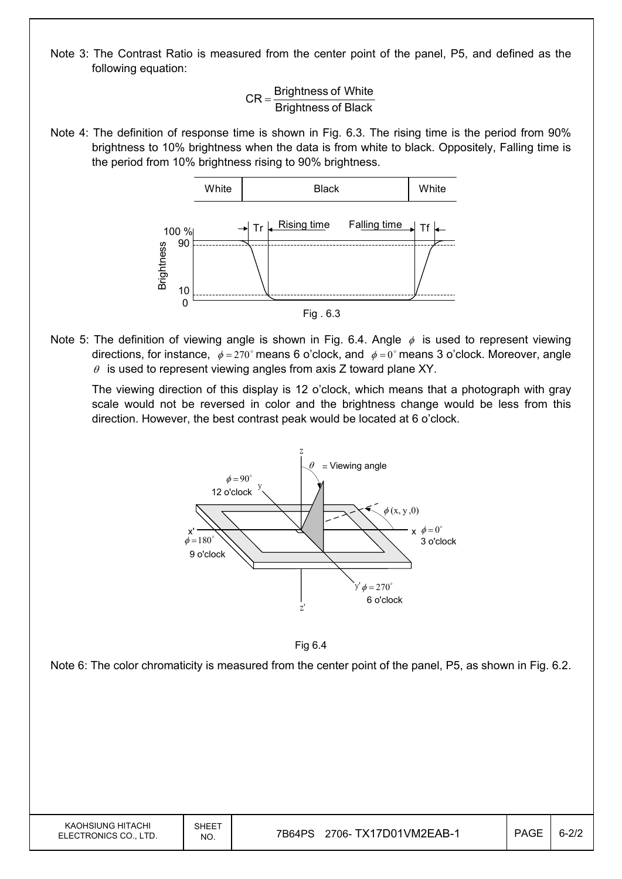Note 3: The Contrast Ratio is measured from the center point of the panel, P5, and defined as the following equation:

$$CR = \frac{\text{Brightness of White}}{\text{Brightness of Black}}$$

Note 4: The definition of response time is shown in Fig. 6.3. The rising time is the period from 90% brightness to 10% brightness when the data is from white to black. Oppositely, Falling time is the period from 10% brightness rising to 90% brightness.

Fig . 6.3

Note 5: The definition of viewing angle is shown in Fig. 6.4. Angle $\phi$ is used to represent viewing directions, for instance, $\phi = 270^\circ$ means 6 o'clock, and $\phi = 0^\circ$ means 3 o'clock. Moreover, angle $\theta$ is used to represent viewing angles from axis Z toward plane XY.

The viewing direction of this display is 12 o'clock, which means that a photograph with gray scale would not be reversed in color and the brightness change would be less from this direction. However, the best contrast peak would be located at 6 o'clock.

Fig 6.4

Note 6: The color chromaticity is measured from the center point of the panel, P5, as shown in Fig. 6.2.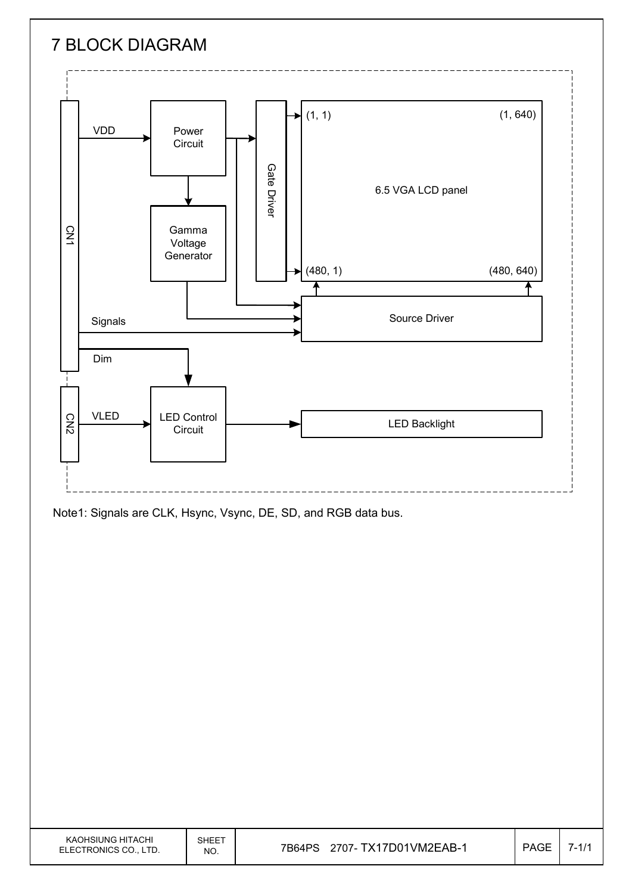# 7 BLOCK DIAGRAM

CN1

VDD

Power Circuit

Gamma Voltage Generator

Gate Driver

(1, 1)

(1, 640)

6.5 VGA LCD panel

(480, 1)

(480, 640)

Source Driver

Signals

Dim

CN2

VLED

LED Control Circuit

LED Backlight

Note1: Signals are CLK, Hsync, Vsync, DE, SD, and RGB data bus.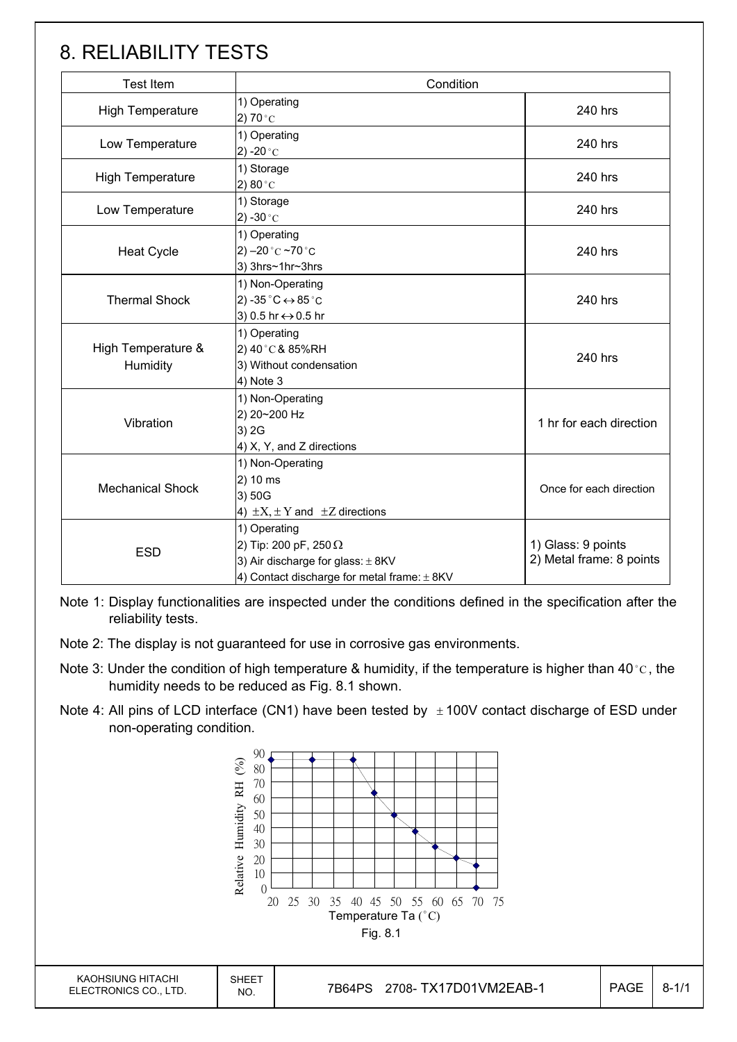# 8. RELIABILITY TESTS

| Test Item | Condition | |
|---|---|---|
| High Temperature | 1) Operating<br>2) 70°C | 240 hrs |
| Low Temperature | 1) Operating<br>2) -20°C | 240 hrs |
| High Temperature | 1) Storage<br>2) 80°C | 240 hrs |
| Low Temperature | 1) Storage<br>2) -30°C | 240 hrs |
| Heat Cycle | 1) Operating<br>2) –20°C ~70°C<br>3) 3hrs~1hr~3hrs | 240 hrs |
| Thermal Shock | 1) Non-Operating<br>2) -35°C ↔ 85°C<br>3) 0.5 hr ↔ 0.5 hr | 240 hrs |
| High Temperature & Humidity | 1) Operating<br>2) 40°C & 85%RH<br>3) Without condensation<br>4) Note 3 | 240 hrs |
| Vibration | 1) Non-Operating<br>2) 20~200 Hz<br>3) 2G<br>4) X, Y, and Z directions | 1 hr for each direction |
| Mechanical Shock | 1) Non-Operating<br>2) 10 ms<br>3) 50G<br>4) ±X, ±Y and ±Z directions | Once for each direction |
| ESD | 1) Operating<br>2) Tip: 200 pF, 250 Ω<br>3) Air discharge for glass: ± 8KV<br>4) Contact discharge for metal frame: ± 8KV | 1) Glass: 9 points<br>2) Metal frame: 8 points |

Note 1: Display functionalities are inspected under the conditions defined in the specification after the reliability tests.

Note 2: The display is not guaranteed for use in corrosive gas environments.

Note 3: Under the condition of high temperature & humidity, if the temperature is higher than 40°C, the humidity needs to be reduced as Fig. 8.1 shown.

Note 4: All pins of LCD interface (CN1) have been tested by ±100V contact discharge of ESD under non-operating condition.

Fig. 8.1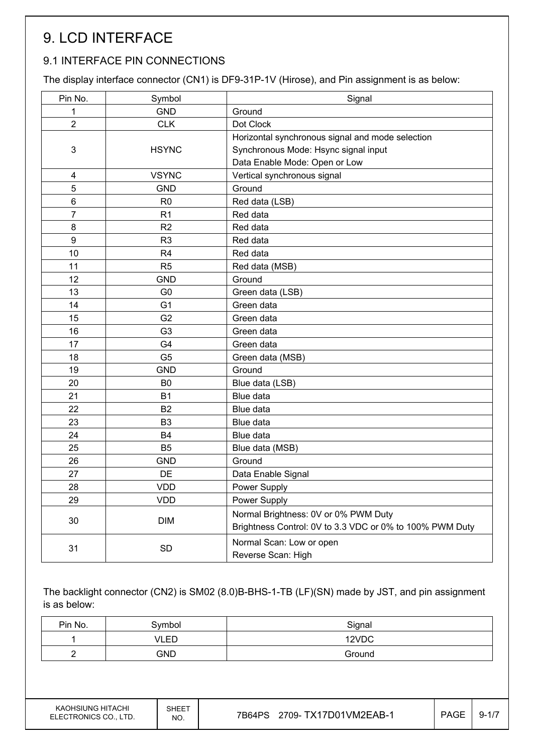# 9. LCD INTERFACE

## 9.1 INTERFACE PIN CONNECTIONS

The display interface connector (CN1) is DF9-31P-1V (Hirose), and Pin assignment is as below:

| Pin No. | Symbol | Signal |
|---|---|---|
| 1 | GND | Ground |
| 2 | CLK | Dot Clock |
| 3 | HSYNC | Horizontal synchronous signal and mode selection<br>Synchronous Mode: Hsync signal input<br>Data Enable Mode: Open or Low |
| 4 | VSYNC | Vertical synchronous signal |
| 5 | GND | Ground |
| 6 | R0 | Red data (LSB) |
| 7 | R1 | Red data |
| 8 | R2 | Red data |
| 9 | R3 | Red data |
| 10 | R4 | Red data |
| 11 | R5 | Red data (MSB) |
| 12 | GND | Ground |
| 13 | G0 | Green data (LSB) |
| 14 | G1 | Green data |
| 15 | G2 | Green data |
| 16 | G3 | Green data |
| 17 | G4 | Green data |
| 18 | G5 | Green data (MSB) |
| 19 | GND | Ground |
| 20 | B0 | Blue data (LSB) |
| 21 | B1 | Blue data |
| 22 | B2 | Blue data |
| 23 | B3 | Blue data |
| 24 | B4 | Blue data |
| 25 | B5 | Blue data (MSB) |
| 26 | GND | Ground |
| 27 | DE | Data Enable Signal |
| 28 | VDD | Power Supply |
| 29 | VDD | Power Supply |
| 30 | DIM | Normal Brightness: 0V or 0% PWM Duty<br>Brightness Control: 0V to 3.3 VDC or 0% to 100% PWM Duty |
| 31 | SD | Normal Scan: Low or open<br>Reverse Scan: High |

The backlight connector (CN2) is SM02 (8.0)B-BHS-1-TB (LF)(SN) made by JST, and pin assignment is as below:

| Pin No. | Symbol | Signal |
|---|---|---|
| 1 | VLED | 12VDC |
| 2 | GND | Ground |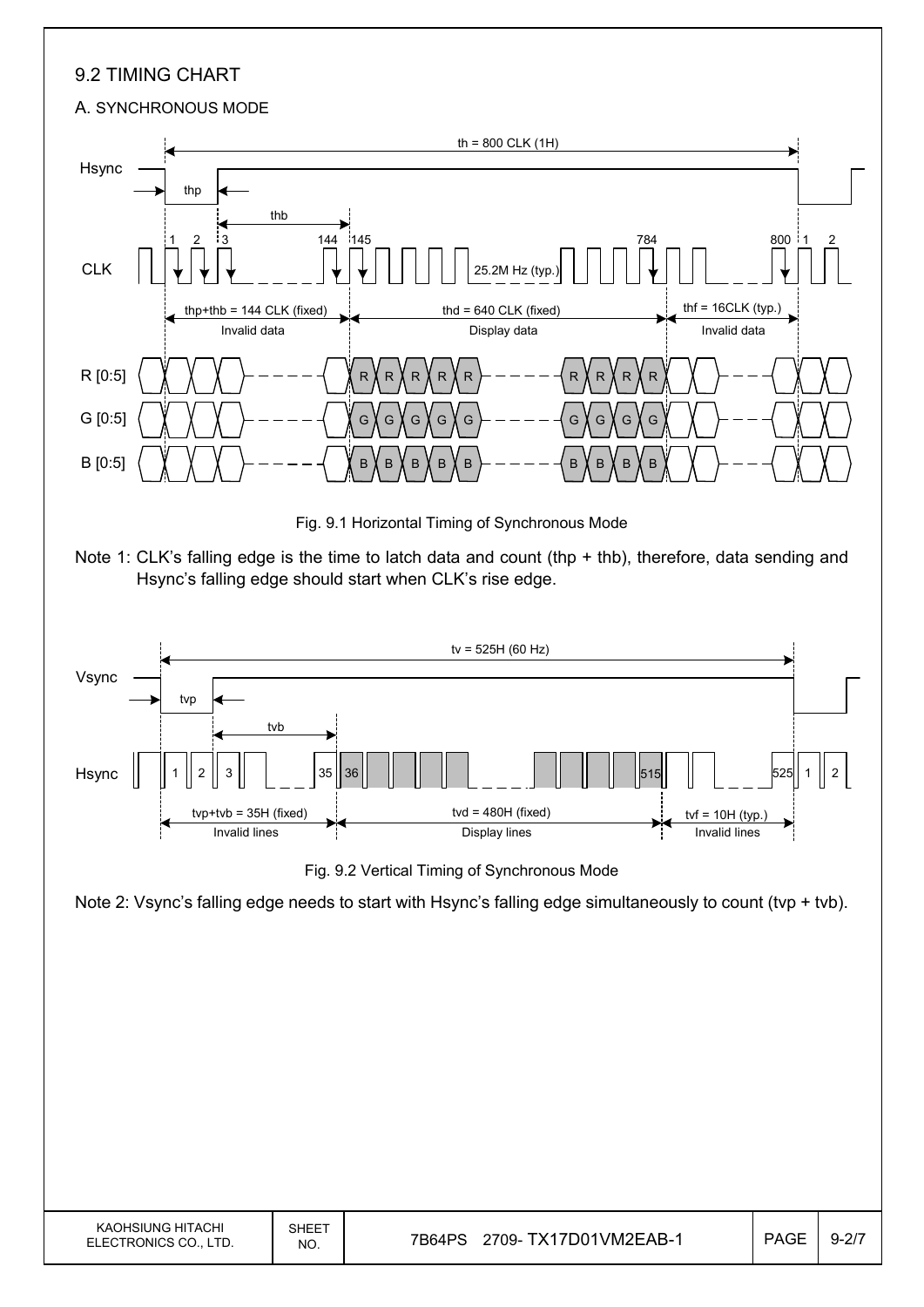## 9.2 TIMING CHART

### A. SYNCHRONOUS MODE

Fig. 9.1 Horizontal Timing of Synchronous Mode

Note 1: CLK's falling edge is the time to latch data and count (thp + thb), therefore, data sending and Hsync's falling edge should start when CLK's rise edge.

Fig. 9.2 Vertical Timing of Synchronous Mode

Note 2: Vsync's falling edge needs to start with Hsync's falling edge simultaneously to count (tvp + tvb).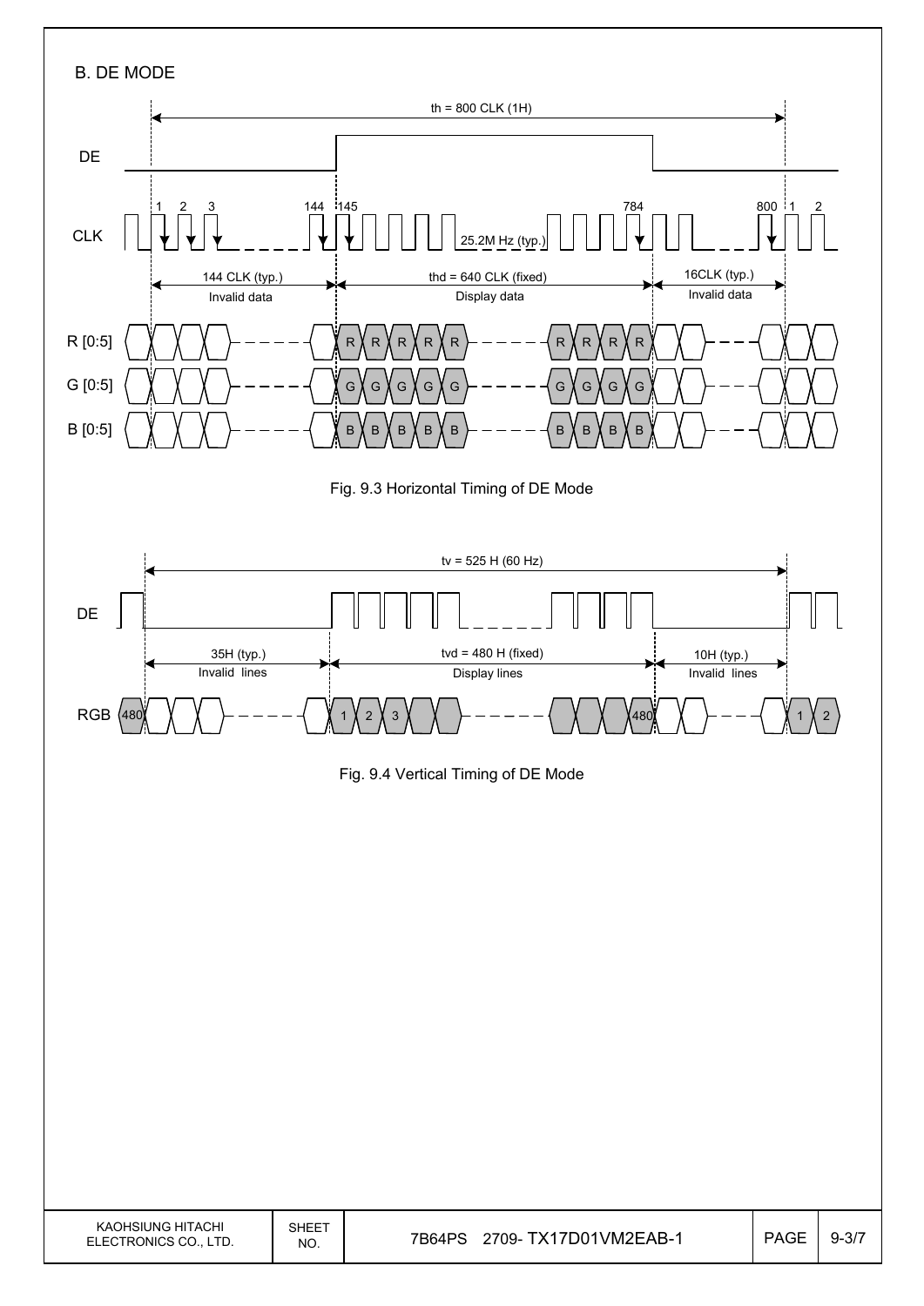## B. DE MODE

th = 800 CLK (1H)

DE

CLK

1 2 3 144 145 784 800 1 2

25.2M Hz (typ.)

144 CLK (typ.) Invalid data

thd = 640 CLK (fixed) Display data

16CLK (typ.) Invalid data

R [0:5]

G [0:5]

B [0:5]

Fig. 9.3 Horizontal Timing of DE Mode

tv = 525 H (60 Hz)

DE

35H (typ.) Invalid lines

tvd = 480 H (fixed) Display lines

10H (typ.) Invalid lines

RGB 480 1 2 3 480 1 2

Fig. 9.4 Vertical Timing of DE Mode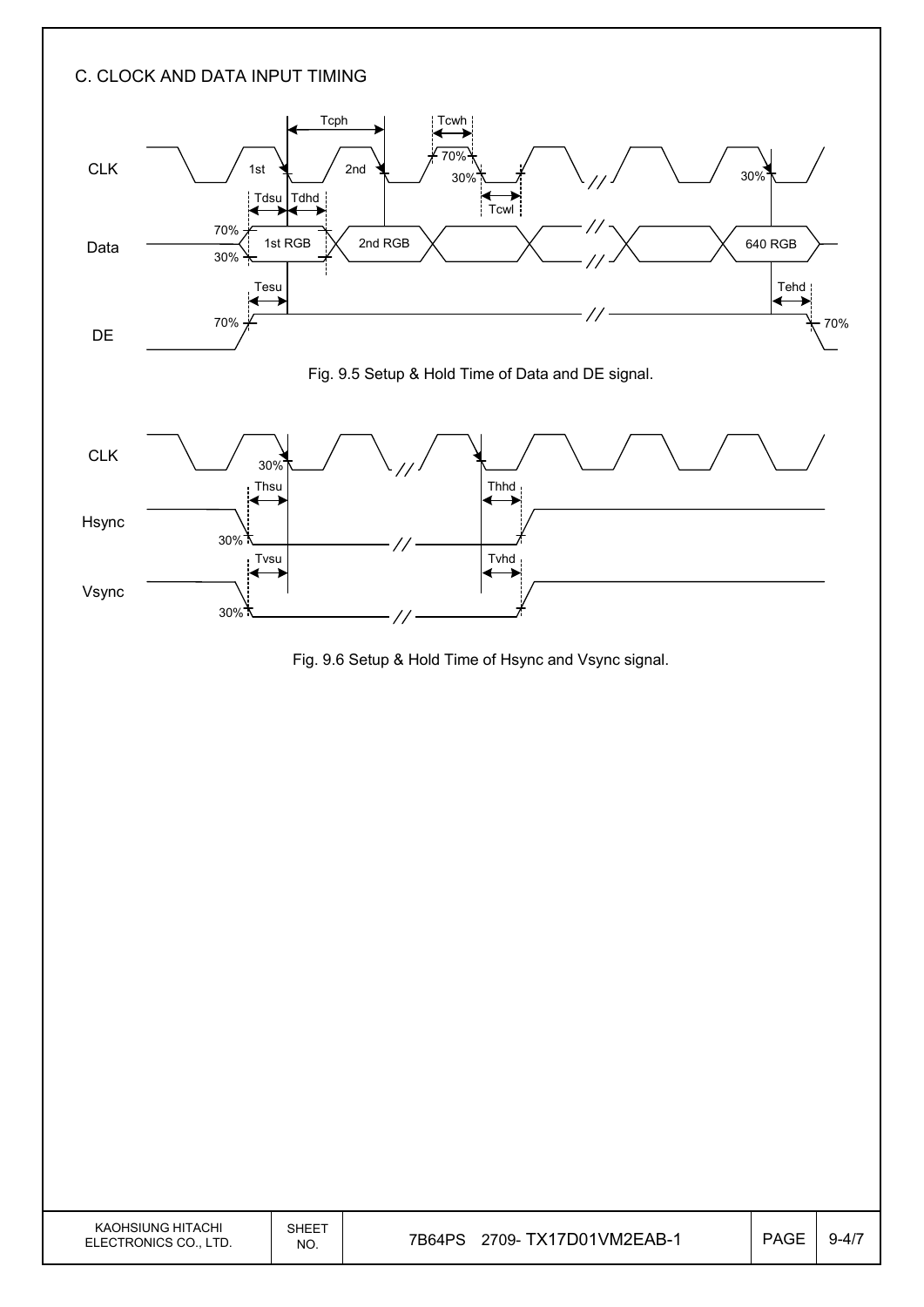## C. CLOCK AND DATA INPUT TIMING

Fig. 9.5 Setup & Hold Time of Data and DE signal.

Fig. 9.6 Setup & Hold Time of Hsync and Vsync signal.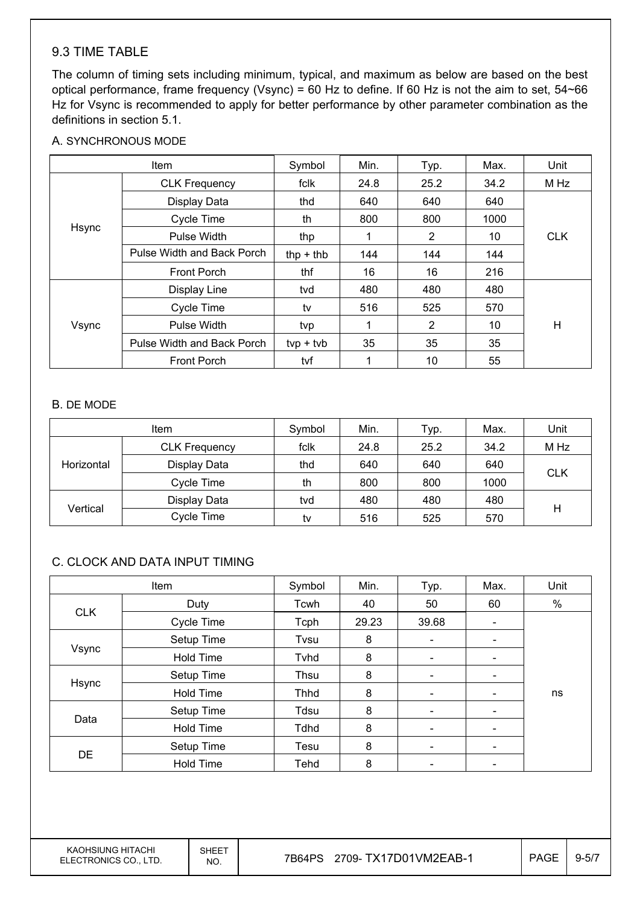## 9.3 TIME TABLE

The column of timing sets including minimum, typical, and maximum as below are based on the best optical performance, frame frequency (Vsync) = 60 Hz to define. If 60 Hz is not the aim to set, 54~66 Hz for Vsync is recommended to apply for better performance by other parameter combination as the definitions in section 5.1.

A. SYNCHRONOUS MODE

| Item | | Symbol | Min. | Typ. | Max. | Unit |
|---|---|---|---|---|---|---|
| Hsync | CLK Frequency | fclk | 24.8 | 25.2 | 34.2 | M Hz |
| | Display Data | thd | 640 | 640 | 640 | CLK |
| | Cycle Time | th | 800 | 800 | 1000 | |
| | Pulse Width | thp | 1 | 2 | 10 | |
| | Pulse Width and Back Porch | thp + thb | 144 | 144 | 144 | |
| | Front Porch | thf | 16 | 16 | 216 | |
| Vsync | Display Line | tvd | 480 | 480 | 480 | H |
| | Cycle Time | tv | 516 | 525 | 570 | |
| | Pulse Width | tvp | 1 | 2 | 10 | |
| | Pulse Width and Back Porch | tvp + tvb | 35 | 35 | 35 | |
| | Front Porch | tvf | 1 | 10 | 55 | |

B. DE MODE

| Item | | Symbol | Min. | Typ. | Max. | Unit |
|---|---|---|---|---|---|---|
| Horizontal | CLK Frequency | fclk | 24.8 | 25.2 | 34.2 | M Hz |
| | Display Data | thd | 640 | 640 | 640 | CLK |
| | Cycle Time | th | 800 | 800 | 1000 | |
| Vertical | Display Data | tvd | 480 | 480 | 480 | H |
| | Cycle Time | tv | 516 | 525 | 570 | |

C. CLOCK AND DATA INPUT TIMING

| Item | | Symbol | Min. | Typ. | Max. | Unit |
|---|---|---|---|---|---|---|
| CLK | Duty | Tcwh | 40 | 50 | 60 | % |
| | Cycle Time | Tcph | 29.23 | 39.68 | - | ns |
| Vsync | Setup Time | Tvsu | 8 | - | - | |
| | Hold Time | Tvhd | 8 | - | - | |
| Hsync | Setup Time | Thsu | 8 | - | - | |
| | Hold Time | Thhd | 8 | - | - | |
| Data | Setup Time | Tdsu | 8 | - | - | |
| | Hold Time | Tdhd | 8 | - | - | |
| DE | Setup Time | Tesu | 8 | - | - | |
| | Hold Time | Tehd | 8 | - | - | |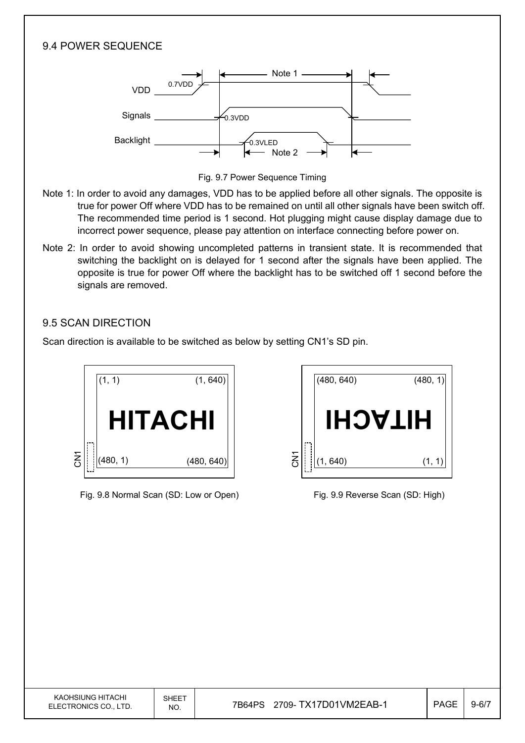## 9.4 POWER SEQUENCE

Fig. 9.7 Power Sequence Timing

Note 1: In order to avoid any damages, VDD has to be applied before all other signals. The opposite is true for power Off where VDD has to be remained on until all other signals have been switch off. The recommended time period is 1 second. Hot plugging might cause display damage due to incorrect power sequence, please pay attention on interface connecting before power on.

Note 2: In order to avoid showing uncompleted patterns in transient state. It is recommended that switching the backlight on is delayed for 1 second after the signals have been applied. The opposite is true for power Off where the backlight has to be switched off 1 second before the signals are removed.

## 9.5 SCAN DIRECTION

Scan direction is available to be switched as below by setting CN1's SD pin.

Fig. 9.8 Normal Scan (SD: Low or Open)

Fig. 9.9 Reverse Scan (SD: High)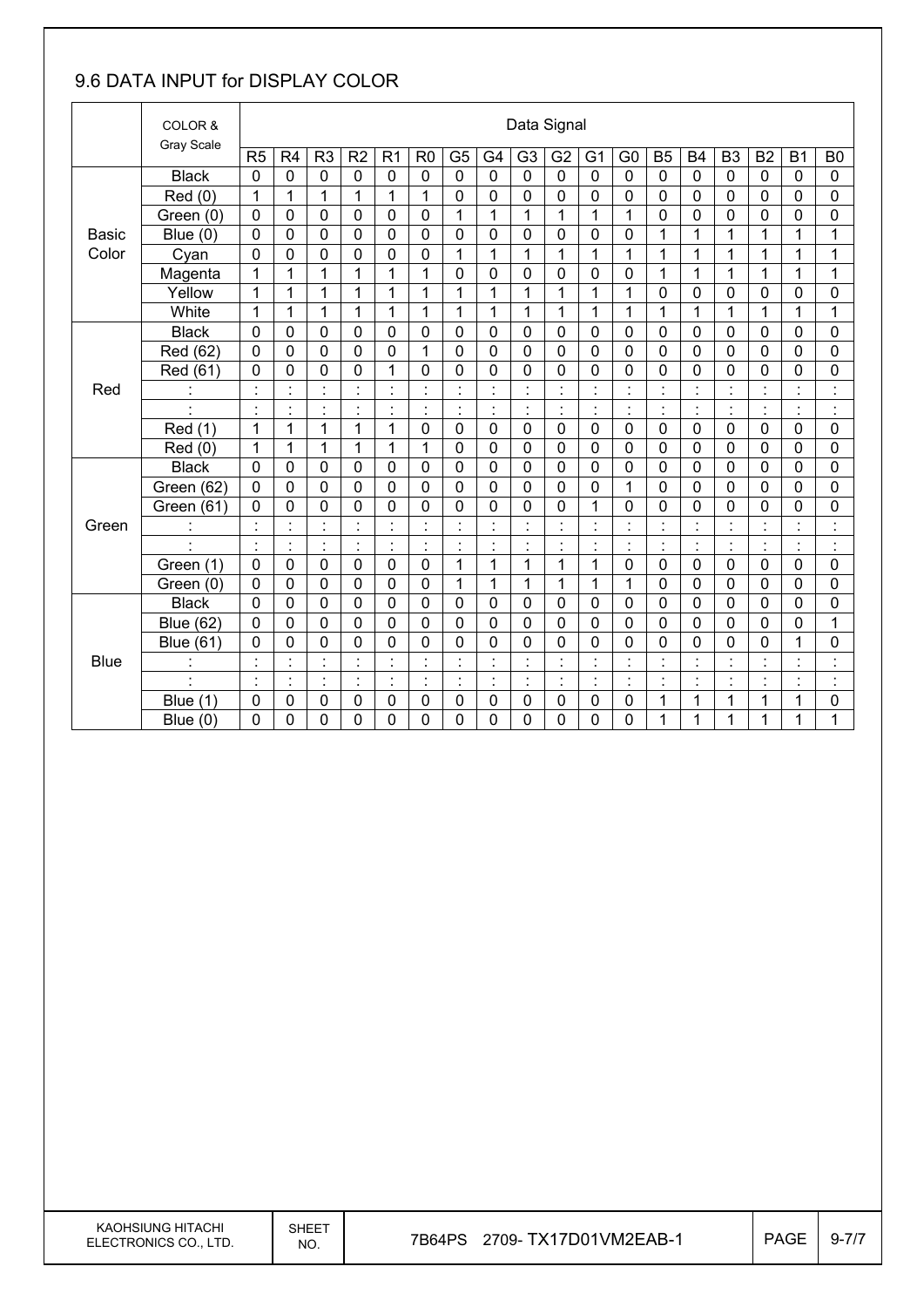## 9.6 DATA INPUT for DISPLAY COLOR

| | COLOR & Gray Scale | Data Signal | | | | | | | | | | | | | | | | | |
|---|---|---|---|---|---|---|---|---|---|---|---|---|---|---|---|---|---|---|---|
| | | R5 | R4 | R3 | R2 | R1 | R0 | G5 | G4 | G3 | G2 | G1 | G0 | B5 | B4 | B3 | B2 | B1 | B0 |
| Basic Color | Black | 0 | 0 | 0 | 0 | 0 | 0 | 0 | 0 | 0 | 0 | 0 | 0 | 0 | 0 | 0 | 0 | 0 | 0 |
| | Red (0) | 1 | 1 | 1 | 1 | 1 | 1 | 0 | 0 | 0 | 0 | 0 | 0 | 0 | 0 | 0 | 0 | 0 | 0 |
| | Green (0) | 0 | 0 | 0 | 0 | 0 | 0 | 1 | 1 | 1 | 1 | 1 | 1 | 0 | 0 | 0 | 0 | 0 | 0 |
| | Blue (0) | 0 | 0 | 0 | 0 | 0 | 0 | 0 | 0 | 0 | 0 | 0 | 0 | 1 | 1 | 1 | 1 | 1 | 1 |
| | Cyan | 0 | 0 | 0 | 0 | 0 | 0 | 1 | 1 | 1 | 1 | 1 | 1 | 1 | 1 | 1 | 1 | 1 | 1 |
| | Magenta | 1 | 1 | 1 | 1 | 1 | 1 | 0 | 0 | 0 | 0 | 0 | 0 | 1 | 1 | 1 | 1 | 1 | 1 |
| | Yellow | 1 | 1 | 1 | 1 | 1 | 1 | 1 | 1 | 1 | 1 | 1 | 1 | 0 | 0 | 0 | 0 | 0 | 0 |
| | White | 1 | 1 | 1 | 1 | 1 | 1 | 1 | 1 | 1 | 1 | 1 | 1 | 1 | 1 | 1 | 1 | 1 | 1 |
| Red | Black | 0 | 0 | 0 | 0 | 0 | 0 | 0 | 0 | 0 | 0 | 0 | 0 | 0 | 0 | 0 | 0 | 0 | 0 |
| | Red (62) | 0 | 0 | 0 | 0 | 0 | 1 | 0 | 0 | 0 | 0 | 0 | 0 | 0 | 0 | 0 | 0 | 0 | 0 |
| | Red (61) | 0 | 0 | 0 | 0 | 1 | 0 | 0 | 0 | 0 | 0 | 0 | 0 | 0 | 0 | 0 | 0 | 0 | 0 |
| | : | : | : | : | : | : | : | : | : | : | : | : | : | : | : | : | : | : | : |
| | : | : | : | : | : | : | : | : | : | : | : | : | : | : | : | : | : | : | : |
| | Red (1) | 1 | 1 | 1 | 1 | 1 | 0 | 0 | 0 | 0 | 0 | 0 | 0 | 0 | 0 | 0 | 0 | 0 | 0 |
| | Red (0) | 1 | 1 | 1 | 1 | 1 | 1 | 0 | 0 | 0 | 0 | 0 | 0 | 0 | 0 | 0 | 0 | 0 | 0 |
| Green | Black | 0 | 0 | 0 | 0 | 0 | 0 | 0 | 0 | 0 | 0 | 0 | 0 | 0 | 0 | 0 | 0 | 0 | 0 |
| | Green (62) | 0 | 0 | 0 | 0 | 0 | 0 | 0 | 0 | 0 | 0 | 0 | 1 | 0 | 0 | 0 | 0 | 0 | 0 |
| | Green (61) | 0 | 0 | 0 | 0 | 0 | 0 | 0 | 0 | 0 | 0 | 1 | 0 | 0 | 0 | 0 | 0 | 0 | 0 |
| | : | : | : | : | : | : | : | : | : | : | : | : | : | : | : | : | : | : | : |
| | : | : | : | : | : | : | : | : | : | : | : | : | : | : | : | : | : | : | : |
| | Green (1) | 0 | 0 | 0 | 0 | 0 | 0 | 1 | 1 | 1 | 1 | 1 | 0 | 0 | 0 | 0 | 0 | 0 | 0 |
| | Green (0) | 0 | 0 | 0 | 0 | 0 | 0 | 1 | 1 | 1 | 1 | 1 | 1 | 0 | 0 | 0 | 0 | 0 | 0 |
| Blue | Black | 0 | 0 | 0 | 0 | 0 | 0 | 0 | 0 | 0 | 0 | 0 | 0 | 0 | 0 | 0 | 0 | 0 | 0 |
| | Blue (62) | 0 | 0 | 0 | 0 | 0 | 0 | 0 | 0 | 0 | 0 | 0 | 0 | 0 | 0 | 0 | 0 | 0 | 1 |
| | Blue (61) | 0 | 0 | 0 | 0 | 0 | 0 | 0 | 0 | 0 | 0 | 0 | 0 | 0 | 0 | 0 | 0 | 1 | 0 |
| | : | : | : | : | : | : | : | : | : | : | : | : | : | : | : | : | : | : | : |
| | : | : | : | : | : | : | : | : | : | : | : | : | : | : | : | : | : | : | : |
| | Blue (1) | 0 | 0 | 0 | 0 | 0 | 0 | 0 | 0 | 0 | 0 | 0 | 0 | 1 | 1 | 1 | 1 | 1 | 0 |
| | Blue (0) | 0 | 0 | 0 | 0 | 0 | 0 | 0 | 0 | 0 | 0 | 0 | 0 | 1 | 1 | 1 | 1 | 1 | 1 |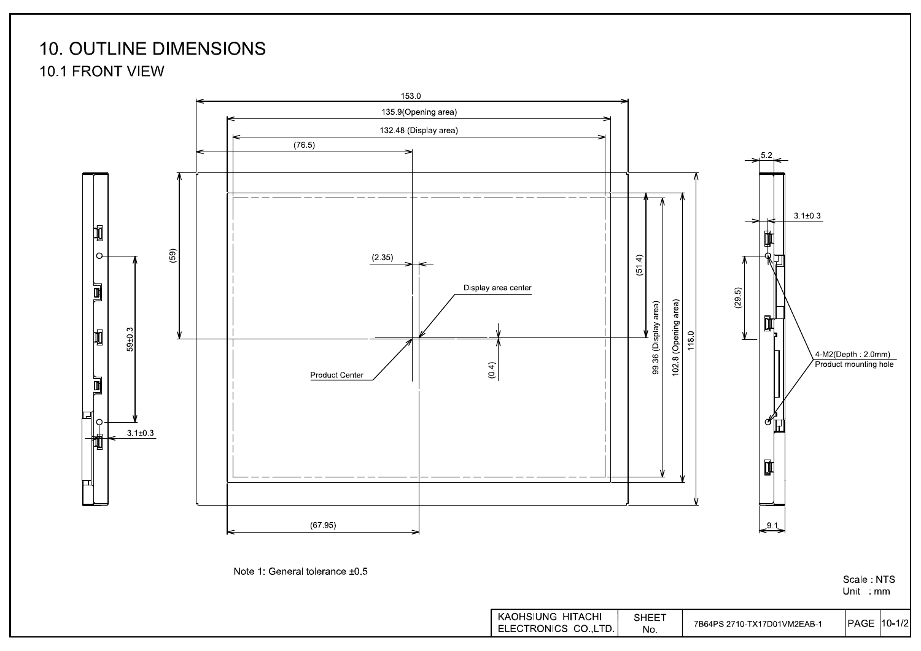# 10. OUTLINE DIMENSIONS

## 10.1 FRONT VIEW

153.0

135.9(Opening area)

132.48 (Display area)

(76.5)

(59)

(2.35)

Display area center

(51.4)

99.36 (Display area)

102.8 (Opening area)

118.0

Product Center

(0.4)

59±0.3

3.1±0.3

(67.95)

5.2

3.1±0.3

(29.5)

4-M2(Depth : 2.0mm)
Product mounting hole

9.1

Note 1: General tolerance ±0.5

Scale : NTS
Unit : mm

| KAOHSIUNG HITACHI ELECTRONICS CO.,LTD. | SHEET No. | 7B64PS 2710-TX17D01VM2EAB-1 | PAGE | 10-1/2 |
|---|---|---|---|---|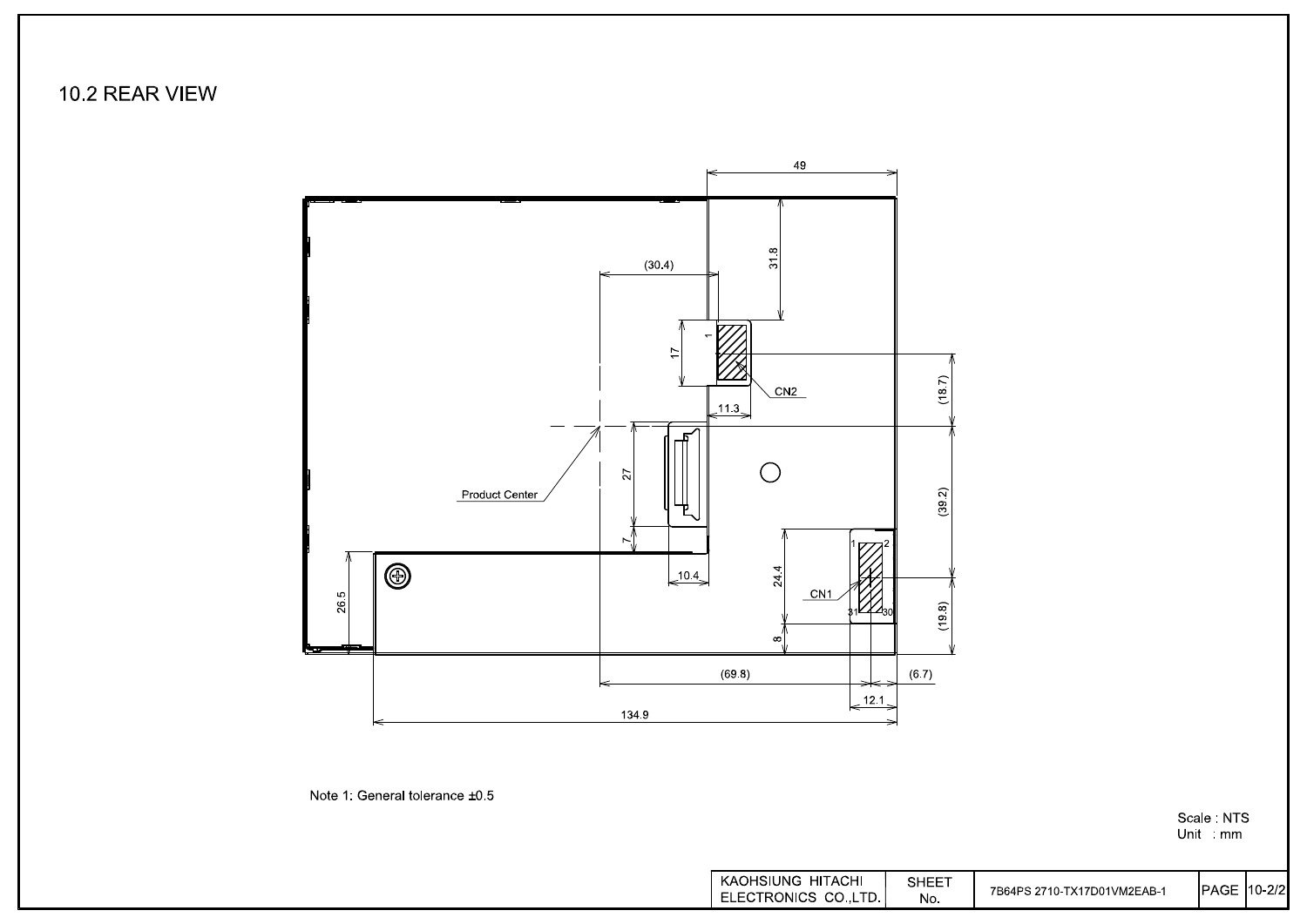## 10.2 REAR VIEW

Note 1: General tolerance ±0.5

Scale : NTS
Unit : mm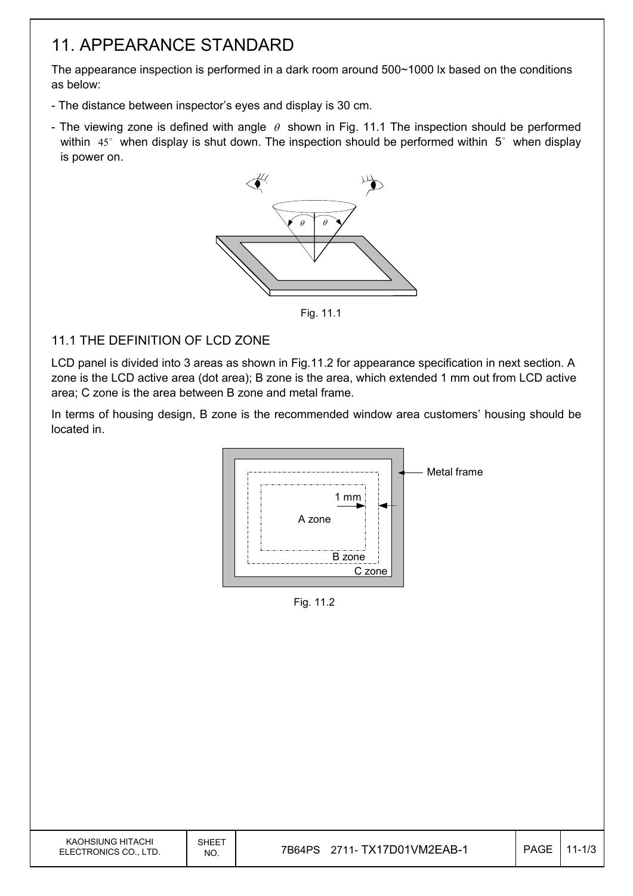# 11. APPEARANCE STANDARD

The appearance inspection is performed in a dark room around 500~1000 lx based on the conditions as below:

- The distance between inspector's eyes and display is 30 cm.
- The viewing zone is defined with angle $\theta$ shown in Fig. 11.1 The inspection should be performed within 45° when display is shut down. The inspection should be performed within 5° when display is power on.

Fig. 11.1

## 11.1 THE DEFINITION OF LCD ZONE

LCD panel is divided into 3 areas as shown in Fig.11.2 for appearance specification in next section. A zone is the LCD active area (dot area); B zone is the area, which extended 1 mm out from LCD active area; C zone is the area between B zone and metal frame.

In terms of housing design, B zone is the recommended window area customers' housing should be located in.

Fig. 11.2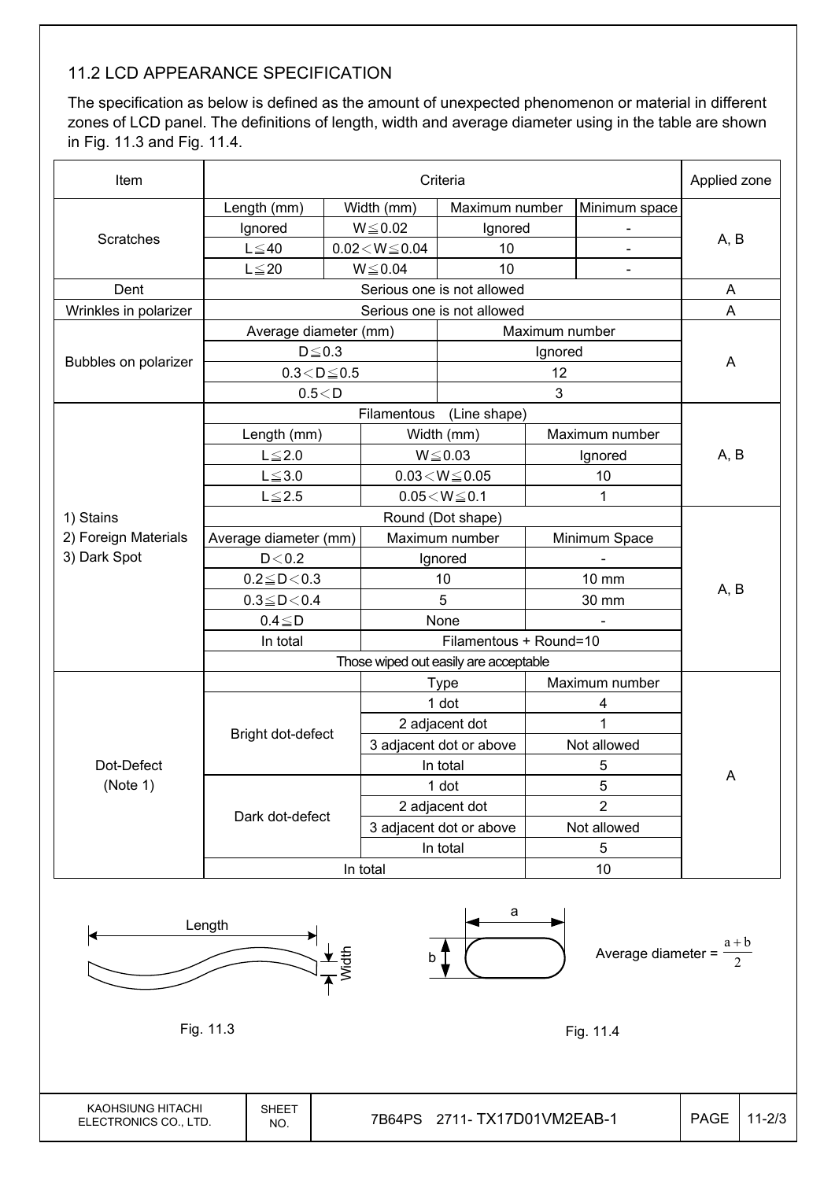## 11.2 LCD APPEARANCE SPECIFICATION

The specification as below is defined as the amount of unexpected phenomenon or material in different zones of LCD panel. The definitions of length, width and average diameter using in the table are shown in Fig. 11.3 and Fig. 11.4.

| Item | Criteria | | | | Applied zone |
|---|---|---|---|---|---|
| Scratches | Length (mm) | Width (mm) | Maximum number | Minimum space | A, B |
| | Ignored | W≦0.02 | Ignored | - | |
| | L≦40 | 0.02＜W≦0.04 | 10 | - | |
| | L≦20 | W≦0.04 | 10 | - | |
| Dent | Serious one is not allowed | | | | A |
| Wrinkles in polarizer | Serious one is not allowed | | | | A |
| Bubbles on polarizer | Average diameter (mm) | | Maximum number | | A |
| | D≦0.3 | | Ignored | | |
| | 0.3＜D≦0.5 | | 12 | | |
| | 0.5＜D | | 3 | | |
| 1) Stains<br>2) Foreign Materials<br>3) Dark Spot | Filamentous (Line shape) | | | | A, B |
| | Length (mm) | Width (mm) | Maximum number | | |
| | L≦2.0 | W≦0.03 | Ignored | | |
| | L≦3.0 | 0.03＜W≦0.05 | 10 | | |
| | L≦2.5 | 0.05＜W≦0.1 | 1 | | |
| | Round (Dot shape) | | | | A, B |
| | Average diameter (mm) | Maximum number | Minimum Space | | |
| | D＜0.2 | Ignored | - | | |
| | 0.2≦D＜0.3 | 10 | 10 mm | | |
| | 0.3≦D＜0.4 | 5 | 30 mm | | |
| | 0.4≦D | None | - | | |
| | In total | Filamentous + Round=10 | | | |
| | Those wiped out easily are acceptable | | | | |
| Dot-Defect<br>(Note 1) | | Type | Maximum number | | A |
| | Bright dot-defect | 1 dot | 4 | | |
| | | 2 adjacent dot | 1 | | |
| | | 3 adjacent dot or above | Not allowed | | |
| | | In total | 5 | | |
| | Dark dot-defect | 1 dot | 5 | | |
| | | 2 adjacent dot | 2 | | |
| | | 3 adjacent dot or above | Not allowed | | |
| | | In total | 5 | | |
| | In total | | 10 | | |

Length

Width

Fig. 11.3

a

b

Average diameter = $\frac{a+b}{2}$

Fig. 11.4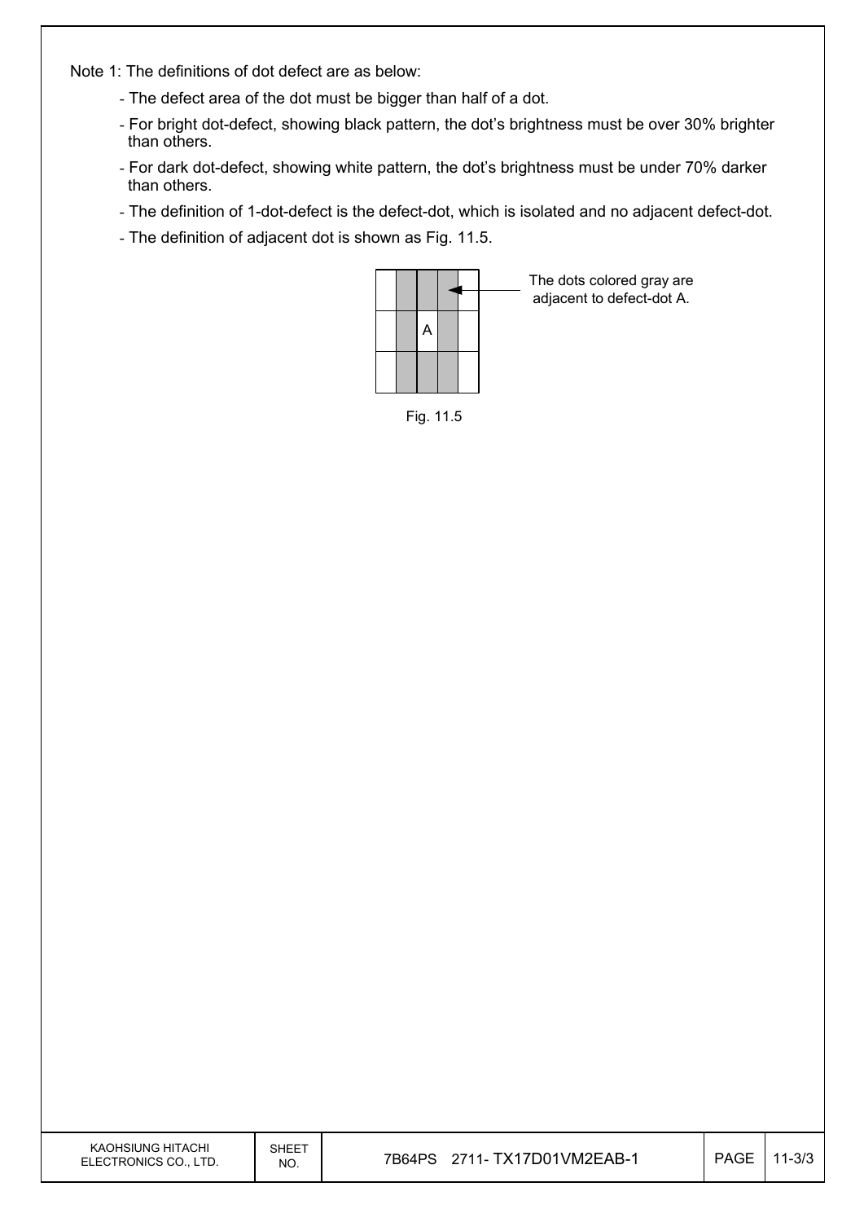Note 1: The definitions of dot defect are as below:

- The defect area of the dot must be bigger than half of a dot.
- For bright dot-defect, showing black pattern, the dot's brightness must be over 30% brighter than others.
- For dark dot-defect, showing white pattern, the dot's brightness must be under 70% darker than others.
- The definition of 1-dot-defect is the defect-dot, which is isolated and no adjacent defect-dot.
- The definition of adjacent dot is shown as Fig. 11.5.

| | | | | |
|---|---|---|---|---|
| | ░ | ░ | ░ | |
| | ░ | A | ░ | |
| | ░ | ░ | ░ | |

The dots colored gray are adjacent to defect-dot A.

Fig. 11.5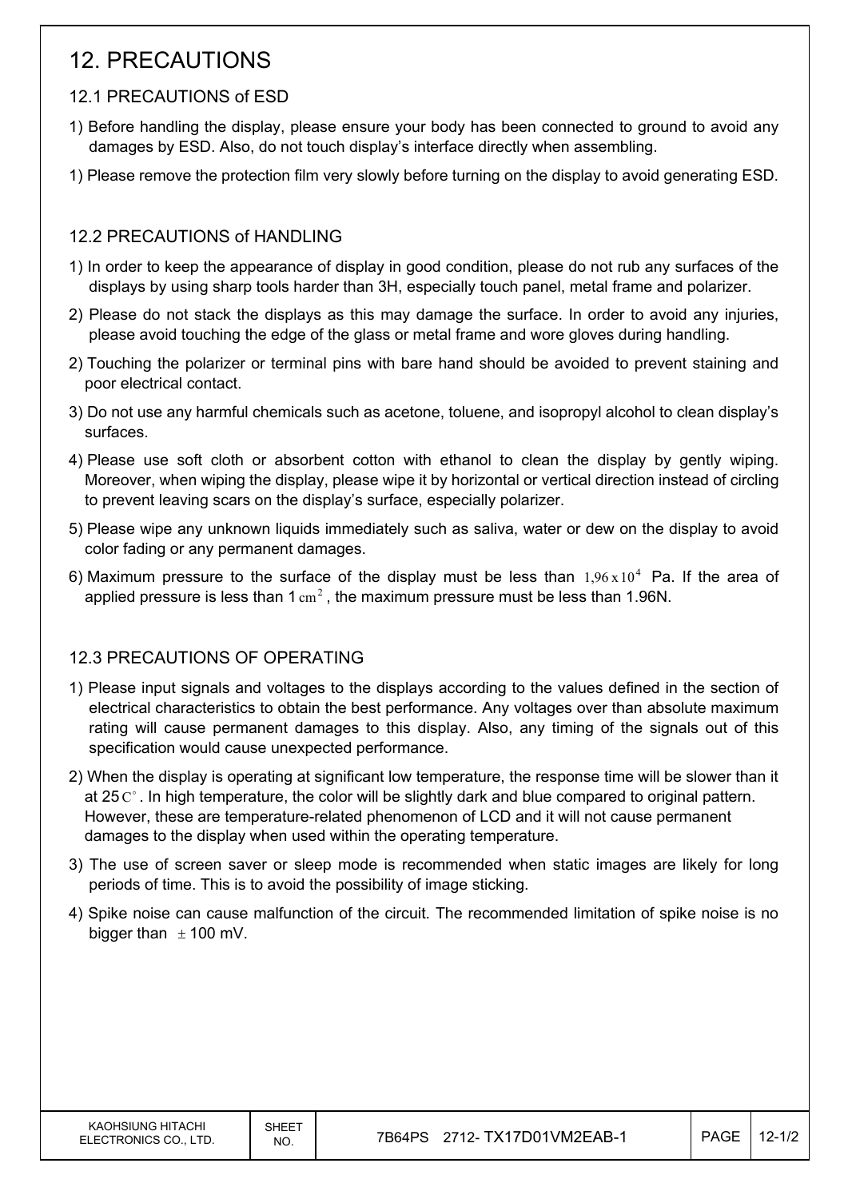# 12. PRECAUTIONS

## 12.1 PRECAUTIONS of ESD

1) Before handling the display, please ensure your body has been connected to ground to avoid any damages by ESD. Also, do not touch display's interface directly when assembling.

1) Please remove the protection film very slowly before turning on the display to avoid generating ESD.

## 12.2 PRECAUTIONS of HANDLING

1) In order to keep the appearance of display in good condition, please do not rub any surfaces of the displays by using sharp tools harder than 3H, especially touch panel, metal frame and polarizer.

2) Please do not stack the displays as this may damage the surface. In order to avoid any injuries, please avoid touching the edge of the glass or metal frame and wore gloves during handling.

2) Touching the polarizer or terminal pins with bare hand should be avoided to prevent staining and poor electrical contact.

3) Do not use any harmful chemicals such as acetone, toluene, and isopropyl alcohol to clean display's surfaces.

4) Please use soft cloth or absorbent cotton with ethanol to clean the display by gently wiping. Moreover, when wiping the display, please wipe it by horizontal or vertical direction instead of circling to prevent leaving scars on the display's surface, especially polarizer.

5) Please wipe any unknown liquids immediately such as saliva, water or dew on the display to avoid color fading or any permanent damages.

6) Maximum pressure to the surface of the display must be less than $1{,}96 \times 10^4$ Pa. If the area of applied pressure is less than 1 $cm^2$, the maximum pressure must be less than 1.96N.

## 12.3 PRECAUTIONS OF OPERATING

1) Please input signals and voltages to the displays according to the values defined in the section of electrical characteristics to obtain the best performance. Any voltages over than absolute maximum rating will cause permanent damages to this display. Also, any timing of the signals out of this specification would cause unexpected performance.

2) When the display is operating at significant low temperature, the response time will be slower than it at 25 $C^\circ$. In high temperature, the color will be slightly dark and blue compared to original pattern. However, these are temperature-related phenomenon of LCD and it will not cause permanent damages to the display when used within the operating temperature.

3) The use of screen saver or sleep mode is recommended when static images are likely for long periods of time. This is to avoid the possibility of image sticking.

4) Spike noise can cause malfunction of the circuit. The recommended limitation of spike noise is no bigger than $\pm$ 100 mV.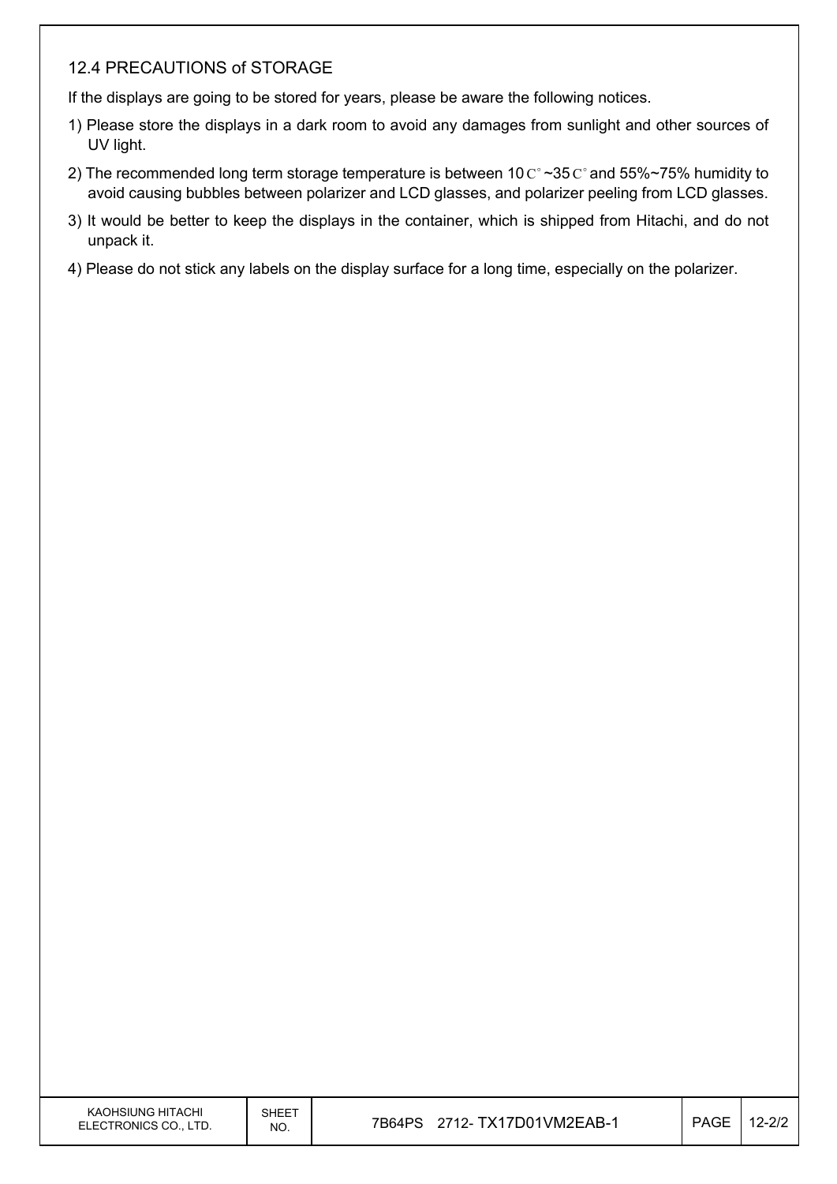## 12.4 PRECAUTIONS of STORAGE

If the displays are going to be stored for years, please be aware the following notices.

1) Please store the displays in a dark room to avoid any damages from sunlight and other sources of UV light.
2) The recommended long term storage temperature is between 10 C° ~35 C° and 55%~75% humidity to avoid causing bubbles between polarizer and LCD glasses, and polarizer peeling from LCD glasses.
3) It would be better to keep the displays in the container, which is shipped from Hitachi, and do not unpack it.
4) Please do not stick any labels on the display surface for a long time, especially on the polarizer.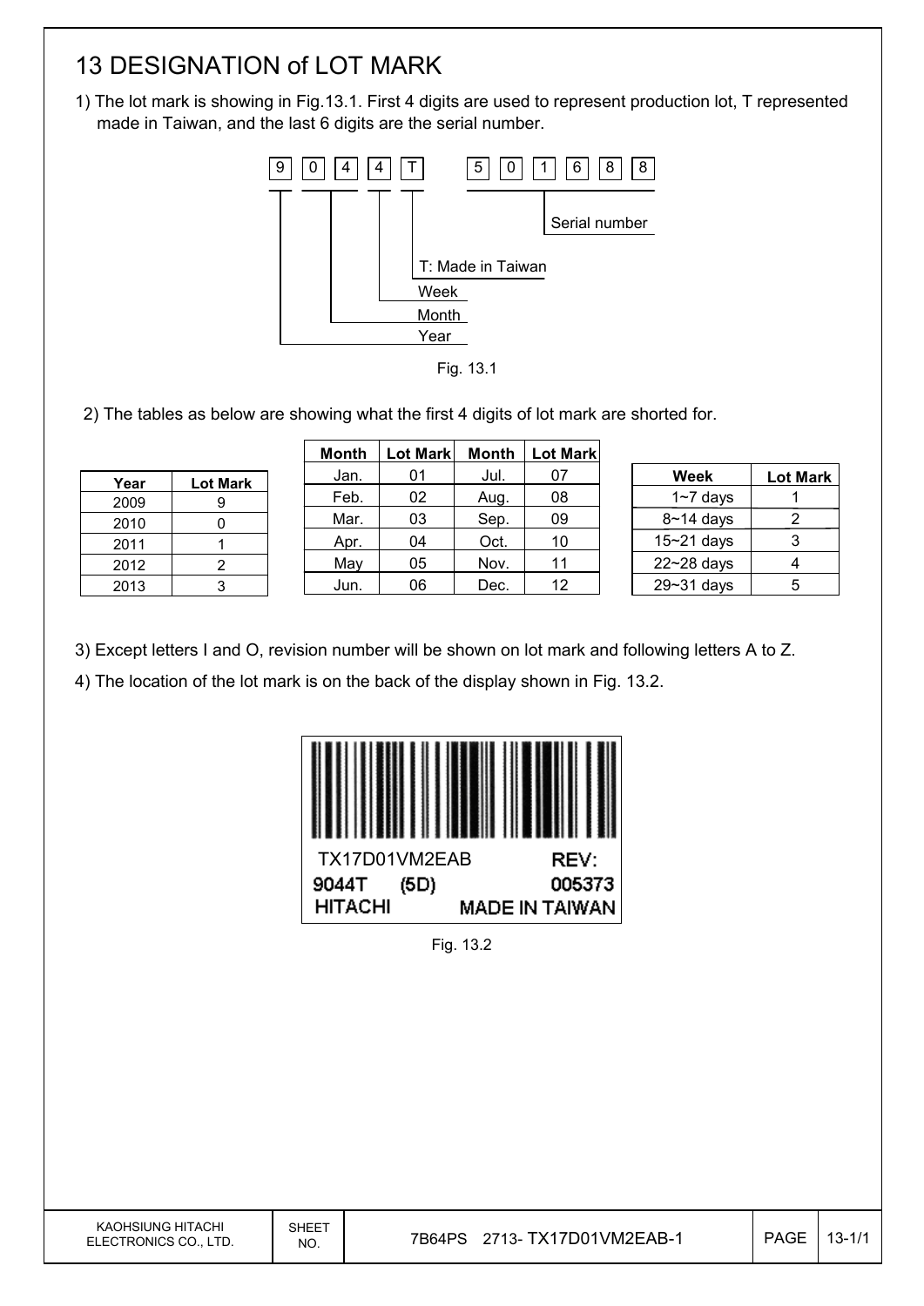# 13 DESIGNATION of LOT MARK

1) The lot mark is showing in Fig.13.1. First 4 digits are used to represent production lot, T represented made in Taiwan, and the last 6 digits are the serial number.

9 0 4 4 T 5 0 1 6 8 8

Serial number

T: Made in Taiwan

Week

Month

Year

Fig. 13.1

2) The tables as below are showing what the first 4 digits of lot mark are shorted for.

| Year | Lot Mark |
|---|---|
| 2009 | 9 |
| 2010 | 0 |
| 2011 | 1 |
| 2012 | 2 |
| 2013 | 3 |

| Month | Lot Mark | Month | Lot Mark |
|---|---|---|---|
| Jan. | 01 | Jul. | 07 |
| Feb. | 02 | Aug. | 08 |
| Mar. | 03 | Sep. | 09 |
| Apr. | 04 | Oct. | 10 |
| May | 05 | Nov. | 11 |
| Jun. | 06 | Dec. | 12 |

| Week | Lot Mark |
|---|---|
| 1~7 days | 1 |
| 8~14 days | 2 |
| 15~21 days | 3 |
| 22~28 days | 4 |
| 29~31 days | 5 |

3) Except letters I and O, revision number will be shown on lot mark and following letters A to Z.

4) The location of the lot mark is on the back of the display shown in Fig. 13.2.

TX17D01VM2EAB REV:

9044T (5D) 005373

HITACHI MADE IN TAIWAN

Fig. 13.2